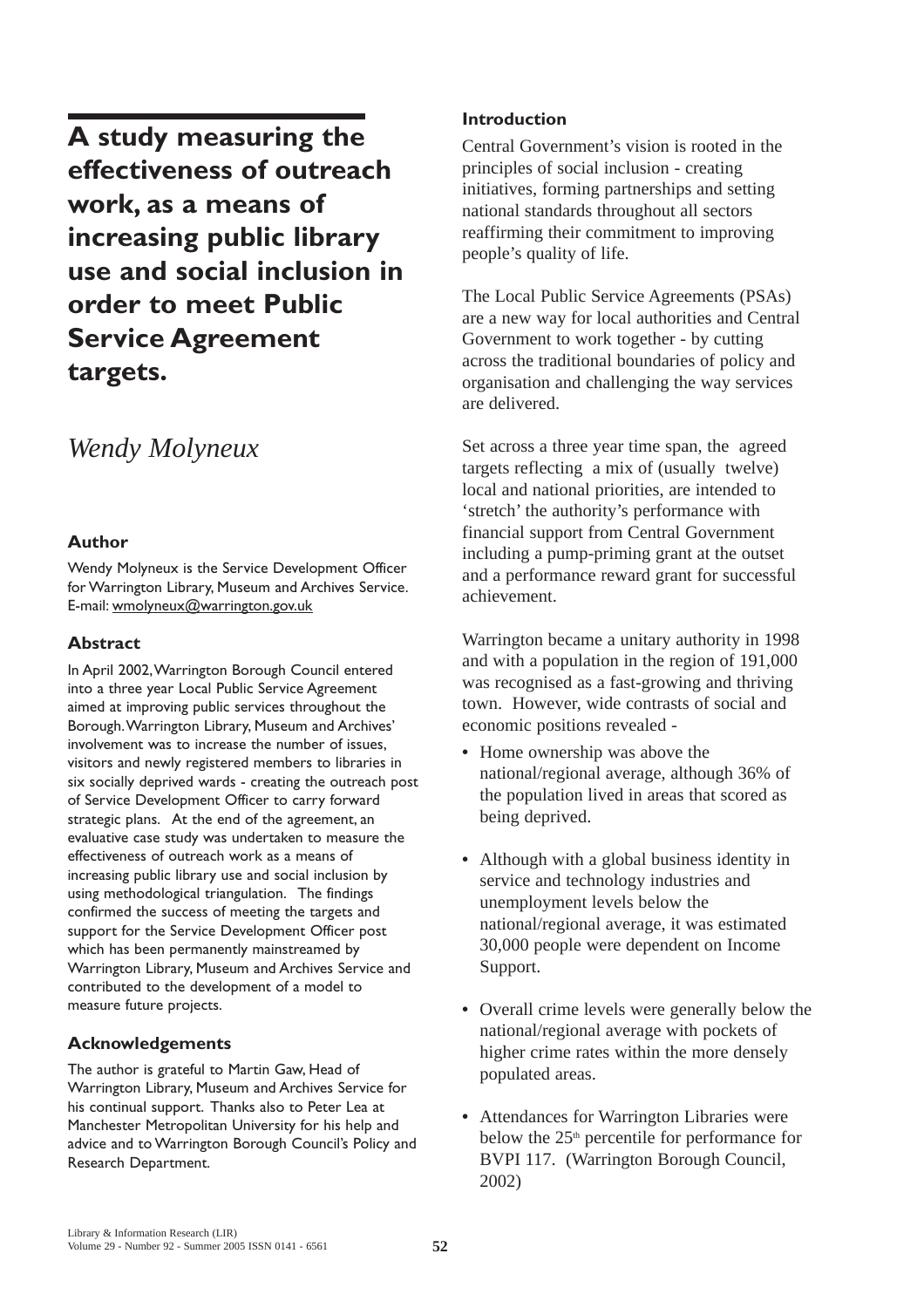# A study measuring the effectiveness of outreach work, as a means of increasing public library use and social inclusion in order to meet Public Service Agreement targets.

*Wendy Molyneux*

### Author

Wendy Molyneux is the Service Development Officer for Warrington Library, Museum and Archives Service. E-mail: wmolyneux@warrington.gov.uk

### Abstract

In April 2002, Warrington Borough Council entered into a three year Local Public Service Agreement aimed at improving public services throughout the Borough. Warrington Library, Museum and Archives' involvement was to increase the number of issues, visitors and newly registered members to libraries in six socially deprived wards - creating the outreach post of Service Development Officer to carry forward strategic plans. At the end of the agreement, an evaluative case study was undertaken to measure the effectiveness of outreach work as a means of increasing public library use and social inclusion by using methodological triangulation. The findings confirmed the success of meeting the targets and support for the Service Development Officer post which has been permanently mainstreamed by Warrington Library, Museum and Archives Service and contributed to the development of a model to measure future projects.

### Acknowledgements

The author is grateful to Martin Gaw, Head of Warrington Library, Museum and Archives Service for his continual support. Thanks also to Peter Lea at Manchester Metropolitan University for his help and advice and to Warrington Borough Council's Policy and Research Department.

### Introduction

Central Government's vision is rooted in the principles of social inclusion - creating initiatives, forming partnerships and setting national standards throughout all sectors reaffirming their commitment to improving people's quality of life.

The Local Public Service Agreements (PSAs) are a new way for local authorities and Central Government to work together - by cutting across the traditional boundaries of policy and organisation and challenging the way services are delivered.

Set across a three year time span, the agreed targets reflecting a mix of (usually twelve) local and national priorities, are intended to 'stretch' the authority's performance with financial support from Central Government including a pump-priming grant at the outset and a performance reward grant for successful achievement.

Warrington became a unitary authority in 1998 and with a population in the region of 191,000 was recognised as a fast-growing and thriving town. However, wide contrasts of social and economic positions revealed -

- Home ownership was above the national/regional average, although 36% of the population lived in areas that scored as being deprived.
- Although with a global business identity in service and technology industries and unemployment levels below the national/regional average, it was estimated 30,000 people were dependent on Income Support.
- Overall crime levels were generally below the national/regional average with pockets of higher crime rates within the more densely populated areas.
- Attendances for Warrington Libraries were below the 25th percentile for performance for BVPI 117. (Warrington Borough Council, 2002)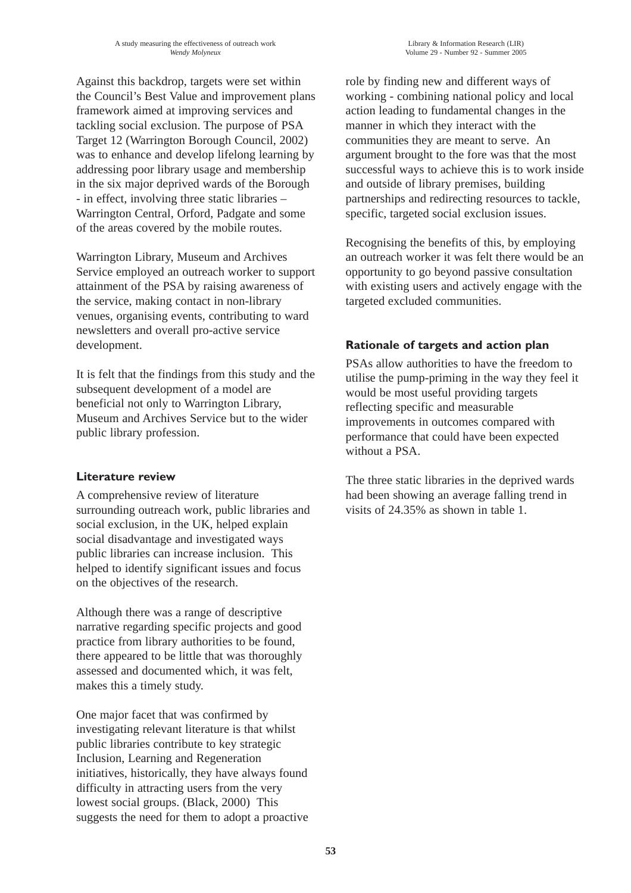Against this backdrop, targets were set within the Council's Best Value and improvement plans framework aimed at improving services and tackling social exclusion. The purpose of PSA Target 12 (Warrington Borough Council, 2002) was to enhance and develop lifelong learning by addressing poor library usage and membership in the six major deprived wards of the Borough - in effect, involving three static libraries – Warrington Central, Orford, Padgate and some of the areas covered by the mobile routes.

Warrington Library, Museum and Archives Service employed an outreach worker to support attainment of the PSA by raising awareness of the service, making contact in non-library venues, organising events, contributing to ward newsletters and overall pro-active service development.

It is felt that the findings from this study and the subsequent development of a model are beneficial not only to Warrington Library, Museum and Archives Service but to the wider public library profession.

## Literature review

A comprehensive review of literature surrounding outreach work, public libraries and social exclusion, in the UK, helped explain social disadvantage and investigated ways public libraries can increase inclusion. This helped to identify significant issues and focus on the objectives of the research.

Although there was a range of descriptive narrative regarding specific projects and good practice from library authorities to be found, there appeared to be little that was thoroughly assessed and documented which, it was felt, makes this a timely study.

One major facet that was confirmed by investigating relevant literature is that whilst public libraries contribute to key strategic Inclusion, Learning and Regeneration initiatives, historically, they have always found difficulty in attracting users from the very lowest social groups. (Black, 2000) This suggests the need for them to adopt a proactive role by finding new and different ways of working - combining national policy and local action leading to fundamental changes in the manner in which they interact with the communities they are meant to serve. An argument brought to the fore was that the most successful ways to achieve this is to work inside and outside of library premises, building partnerships and redirecting resources to tackle, specific, targeted social exclusion issues.

Recognising the benefits of this, by employing an outreach worker it was felt there would be an opportunity to go beyond passive consultation with existing users and actively engage with the targeted excluded communities.

## Rationale of targets and action plan

PSAs allow authorities to have the freedom to utilise the pump-priming in the way they feel it would be most useful providing targets reflecting specific and measurable improvements in outcomes compared with performance that could have been expected without a PSA.

The three static libraries in the deprived wards had been showing an average falling trend in visits of 24.35% as shown in table 1.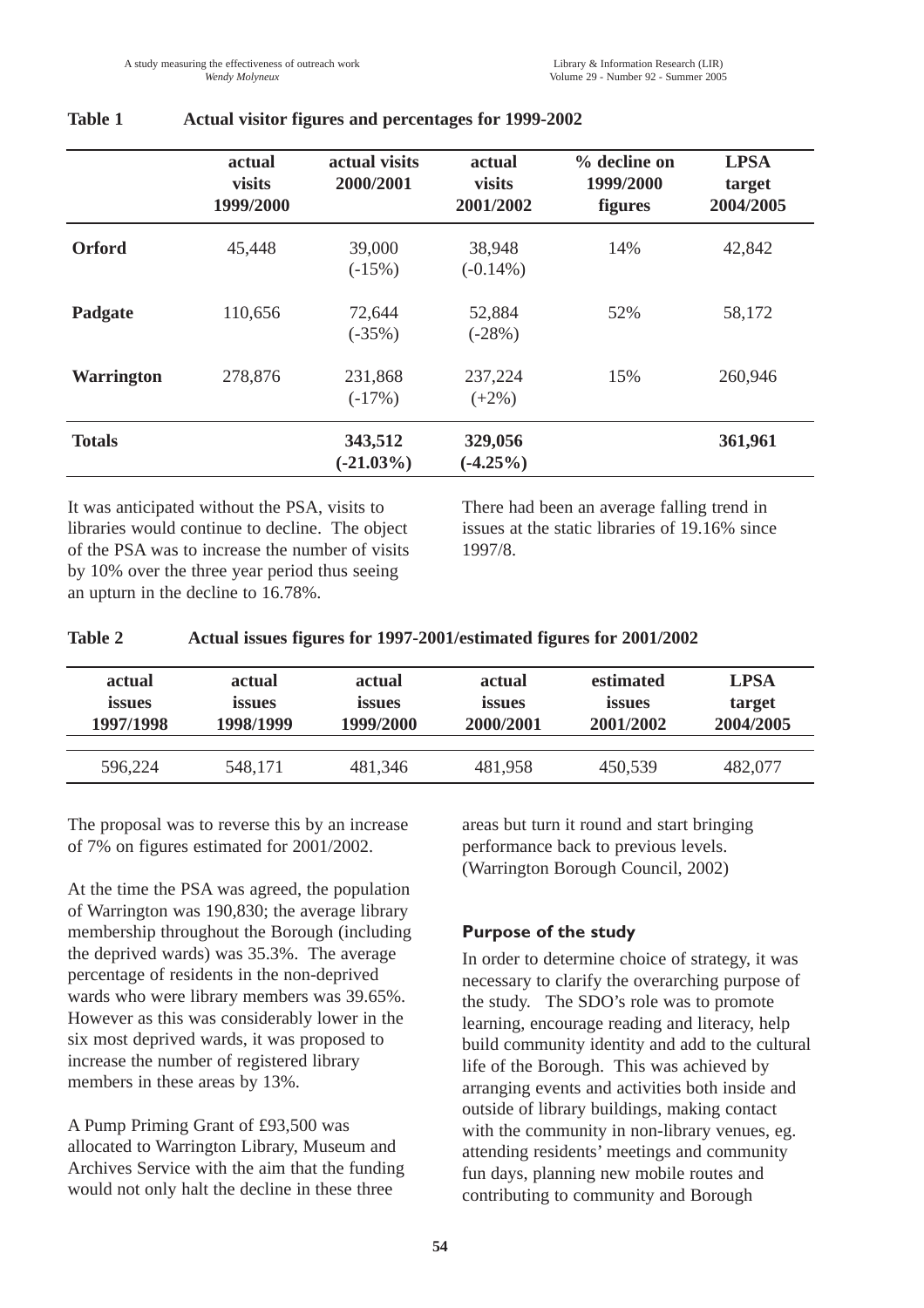**Table 1 Actual visitor figures and percentages for 1999-2002**

| | actual visits 1999/2000 | actual visits 2000/2001 | actual visits 2001/2002 | % decline on 1999/2000 figures | LPSA target 2004/2005 |
|---|---|---|---|---|---|
| **Orford** | 45,448 | 39,000 (-15%) | 38,948 (-0.14%) | 14% | 42,842 |
| **Padgate** | 110,656 | 72,644 (-35%) | 52,884 (-28%) | 52% | 58,172 |
| **Warrington** | 278,876 | 231,868 (-17%) | 237,224 (+2%) | 15% | 260,946 |
| **Totals** | | **343,512 (-21.03%)** | **329,056 (-4.25%)** | | **361,961** |

It was anticipated without the PSA, visits to libraries would continue to decline. The object of the PSA was to increase the number of visits by 10% over the three year period thus seeing an upturn in the decline to 16.78%.

There had been an average falling trend in issues at the static libraries of 19.16% since 1997/8.

**Table 2 Actual issues figures for 1997-2001/estimated figures for 2001/2002**

| actual issues 1997/1998 | actual issues 1998/1999 | actual issues 1999/2000 | actual issues 2000/2001 | estimated issues 2001/2002 | LPSA target 2004/2005 |
|---|---|---|---|---|---|
| 596,224 | 548,171 | 481,346 | 481,958 | 450,539 | 482,077 |

The proposal was to reverse this by an increase of 7% on figures estimated for 2001/2002.

At the time the PSA was agreed, the population of Warrington was 190,830; the average library membership throughout the Borough (including the deprived wards) was 35.3%. The average percentage of residents in the non-deprived wards who were library members was 39.65%. However as this was considerably lower in the six most deprived wards, it was proposed to increase the number of registered library members in these areas by 13%.

A Pump Priming Grant of £93,500 was allocated to Warrington Library, Museum and Archives Service with the aim that the funding would not only halt the decline in these three areas but turn it round and start bringing performance back to previous levels. (Warrington Borough Council, 2002)

## Purpose of the study

In order to determine choice of strategy, it was necessary to clarify the overarching purpose of the study. The SDO's role was to promote learning, encourage reading and literacy, help build community identity and add to the cultural life of the Borough. This was achieved by arranging events and activities both inside and outside of library buildings, making contact with the community in non-library venues, eg. attending residents' meetings and community fun days, planning new mobile routes and contributing to community and Borough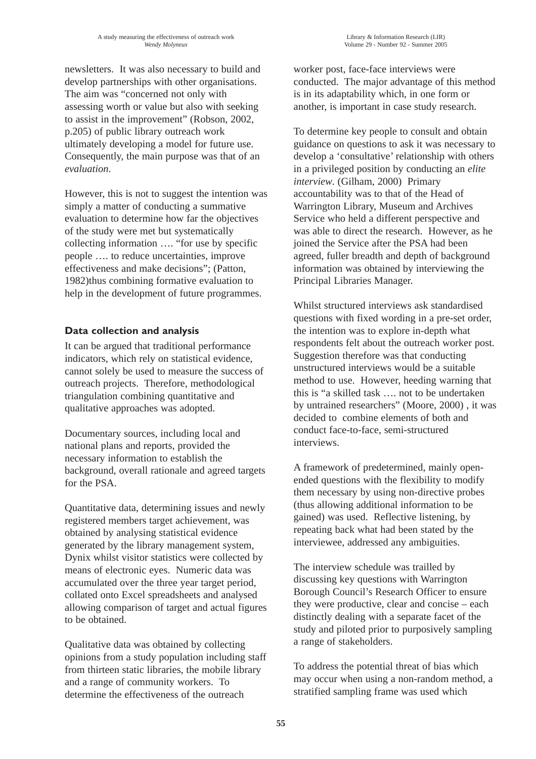newsletters. It was also necessary to build and develop partnerships with other organisations. The aim was "concerned not only with assessing worth or value but also with seeking to assist in the improvement" (Robson, 2002, p.205) of public library outreach work ultimately developing a model for future use. Consequently, the main purpose was that of an *evaluation*.

However, this is not to suggest the intention was simply a matter of conducting a summative evaluation to determine how far the objectives of the study were met but systematically collecting information …. "for use by specific people …. to reduce uncertainties, improve effectiveness and make decisions"; (Patton, 1982)thus combining formative evaluation to help in the development of future programmes.

## Data collection and analysis

It can be argued that traditional performance indicators, which rely on statistical evidence, cannot solely be used to measure the success of outreach projects. Therefore, methodological triangulation combining quantitative and qualitative approaches was adopted.

Documentary sources, including local and national plans and reports, provided the necessary information to establish the background, overall rationale and agreed targets for the PSA.

Quantitative data, determining issues and newly registered members target achievement, was obtained by analysing statistical evidence generated by the library management system, Dynix whilst visitor statistics were collected by means of electronic eyes. Numeric data was accumulated over the three year target period, collated onto Excel spreadsheets and analysed allowing comparison of target and actual figures to be obtained.

Qualitative data was obtained by collecting opinions from a study population including staff from thirteen static libraries, the mobile library and a range of community workers. To determine the effectiveness of the outreach worker post, face-face interviews were conducted. The major advantage of this method is in its adaptability which, in one form or another, is important in case study research.

To determine key people to consult and obtain guidance on questions to ask it was necessary to develop a 'consultative' relationship with others in a privileged position by conducting an *elite interview*. (Gilham, 2000) Primary accountability was to that of the Head of Warrington Library, Museum and Archives Service who held a different perspective and was able to direct the research. However, as he joined the Service after the PSA had been agreed, fuller breadth and depth of background information was obtained by interviewing the Principal Libraries Manager.

Whilst structured interviews ask standardised questions with fixed wording in a pre-set order, the intention was to explore in-depth what respondents felt about the outreach worker post. Suggestion therefore was that conducting unstructured interviews would be a suitable method to use. However, heeding warning that this is "a skilled task …. not to be undertaken by untrained researchers" (Moore, 2000) , it was decided to combine elements of both and conduct face-to-face, semi-structured interviews.

A framework of predetermined, mainly open-ended questions with the flexibility to modify them necessary by using non-directive probes (thus allowing additional information to be gained) was used. Reflective listening, by repeating back what had been stated by the interviewee, addressed any ambiguities.

The interview schedule was trailled by discussing key questions with Warrington Borough Council's Research Officer to ensure they were productive, clear and concise – each distinctly dealing with a separate facet of the study and piloted prior to purposively sampling a range of stakeholders.

To address the potential threat of bias which may occur when using a non-random method, a stratified sampling frame was used which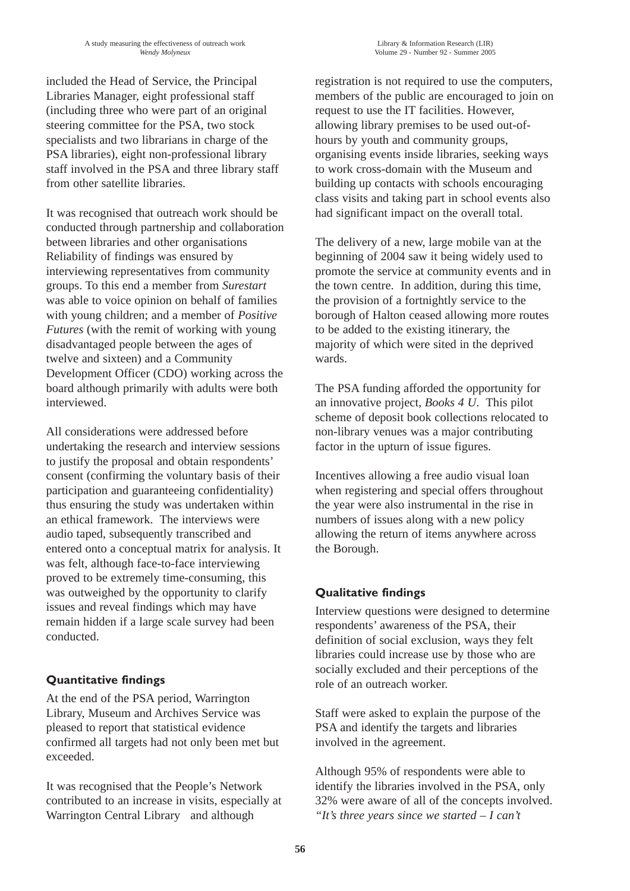included the Head of Service, the Principal Libraries Manager, eight professional staff (including three who were part of an original steering committee for the PSA, two stock specialists and two librarians in charge of the PSA libraries), eight non-professional library staff involved in the PSA and three library staff from other satellite libraries.

It was recognised that outreach work should be conducted through partnership and collaboration between libraries and other organisations Reliability of findings was ensured by interviewing representatives from community groups. To this end a member from *Surestart* was able to voice opinion on behalf of families with young children; and a member of *Positive Futures* (with the remit of working with young disadvantaged people between the ages of twelve and sixteen) and a Community Development Officer (CDO) working across the board although primarily with adults were both interviewed.

All considerations were addressed before undertaking the research and interview sessions to justify the proposal and obtain respondents' consent (confirming the voluntary basis of their participation and guaranteeing confidentiality) thus ensuring the study was undertaken within an ethical framework. The interviews were audio taped, subsequently transcribed and entered onto a conceptual matrix for analysis. It was felt, although face-to-face interviewing proved to be extremely time-consuming, this was outweighed by the opportunity to clarify issues and reveal findings which may have remain hidden if a large scale survey had been conducted.

## Quantitative findings

At the end of the PSA period, Warrington Library, Museum and Archives Service was pleased to report that statistical evidence confirmed all targets had not only been met but exceeded.

It was recognised that the People's Network contributed to an increase in visits, especially at Warrington Central Library and although registration is not required to use the computers, members of the public are encouraged to join on request to use the IT facilities. However, allowing library premises to be used out-of-hours by youth and community groups, organising events inside libraries, seeking ways to work cross-domain with the Museum and building up contacts with schools encouraging class visits and taking part in school events also had significant impact on the overall total.

The delivery of a new, large mobile van at the beginning of 2004 saw it being widely used to promote the service at community events and in the town centre. In addition, during this time, the provision of a fortnightly service to the borough of Halton ceased allowing more routes to be added to the existing itinerary, the majority of which were sited in the deprived wards.

The PSA funding afforded the opportunity for an innovative project, *Books 4 U*. This pilot scheme of deposit book collections relocated to non-library venues was a major contributing factor in the upturn of issue figures.

Incentives allowing a free audio visual loan when registering and special offers throughout the year were also instrumental in the rise in numbers of issues along with a new policy allowing the return of items anywhere across the Borough.

## Qualitative findings

Interview questions were designed to determine respondents' awareness of the PSA, their definition of social exclusion, ways they felt libraries could increase use by those who are socially excluded and their perceptions of the role of an outreach worker.

Staff were asked to explain the purpose of the PSA and identify the targets and libraries involved in the agreement.

Although 95% of respondents were able to identify the libraries involved in the PSA, only 32% were aware of all of the concepts involved. *"It's three years since we started – I can't*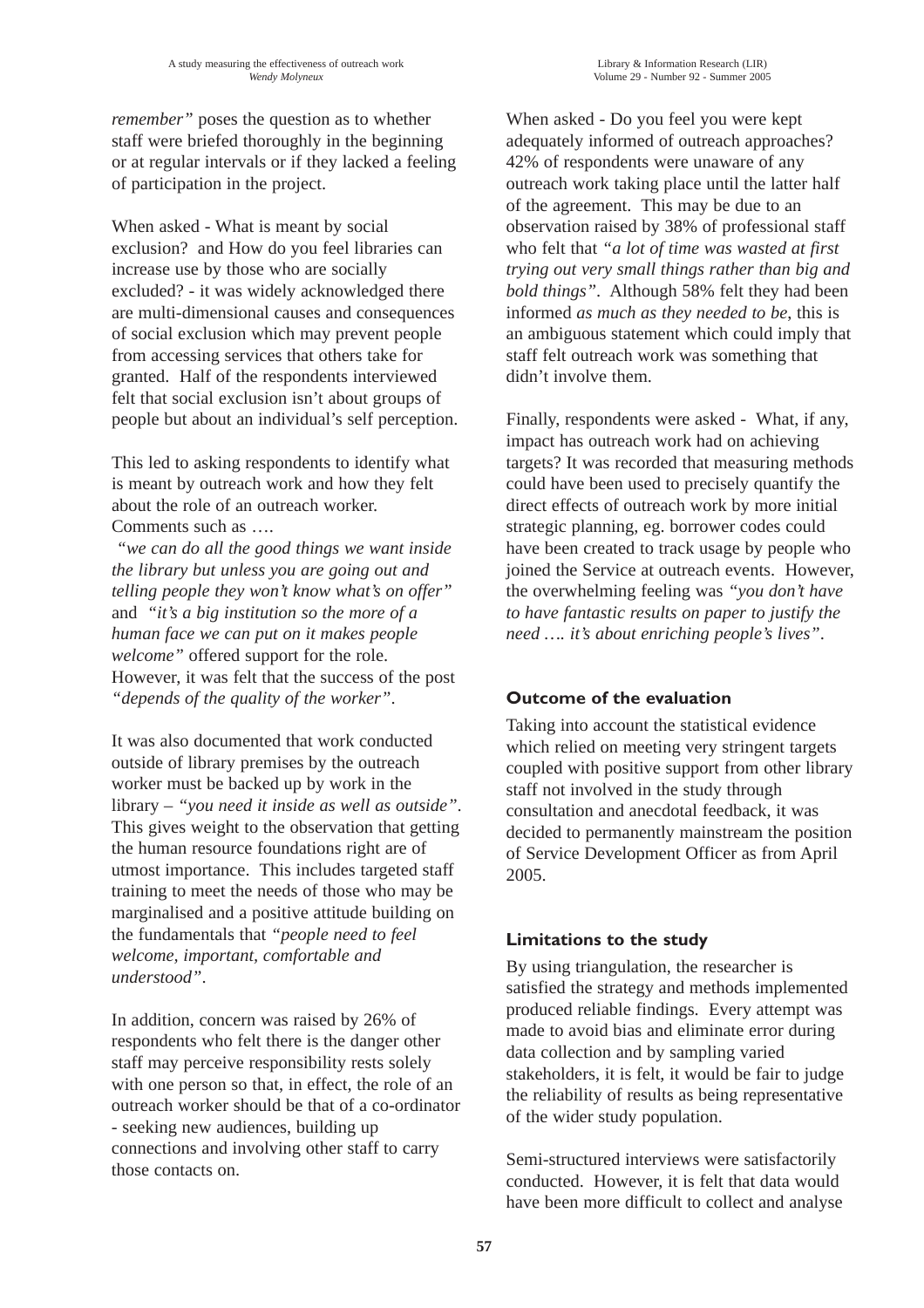*remember"* poses the question as to whether staff were briefed thoroughly in the beginning or at regular intervals or if they lacked a feeling of participation in the project.

When asked - What is meant by social exclusion? and How do you feel libraries can increase use by those who are socially excluded? - it was widely acknowledged there are multi-dimensional causes and consequences of social exclusion which may prevent people from accessing services that others take for granted. Half of the respondents interviewed felt that social exclusion isn't about groups of people but about an individual's self perception.

This led to asking respondents to identify what is meant by outreach work and how they felt about the role of an outreach worker. Comments such as ….
*"we can do all the good things we want inside the library but unless you are going out and telling people they won't know what's on offer"* and *"it's a big institution so the more of a human face we can put on it makes people welcome"* offered support for the role. However, it was felt that the success of the post *"depends of the quality of the worker"*.

It was also documented that work conducted outside of library premises by the outreach worker must be backed up by work in the library – *"you need it inside as well as outside"*. This gives weight to the observation that getting the human resource foundations right are of utmost importance. This includes targeted staff training to meet the needs of those who may be marginalised and a positive attitude building on the fundamentals that *"people need to feel welcome, important, comfortable and understood"*.

In addition, concern was raised by 26% of respondents who felt there is the danger other staff may perceive responsibility rests solely with one person so that, in effect, the role of an outreach worker should be that of a co-ordinator - seeking new audiences, building up connections and involving other staff to carry those contacts on.

When asked - Do you feel you were kept adequately informed of outreach approaches? 42% of respondents were unaware of any outreach work taking place until the latter half of the agreement. This may be due to an observation raised by 38% of professional staff who felt that *"a lot of time was wasted at first trying out very small things rather than big and bold things"*. Although 58% felt they had been informed *as much as they needed to be*, this is an ambiguous statement which could imply that staff felt outreach work was something that didn't involve them.

Finally, respondents were asked - What, if any, impact has outreach work had on achieving targets? It was recorded that measuring methods could have been used to precisely quantify the direct effects of outreach work by more initial strategic planning, eg. borrower codes could have been created to track usage by people who joined the Service at outreach events. However, the overwhelming feeling was *"you don't have to have fantastic results on paper to justify the need …. it's about enriching people's lives"*.

### Outcome of the evaluation

Taking into account the statistical evidence which relied on meeting very stringent targets coupled with positive support from other library staff not involved in the study through consultation and anecdotal feedback, it was decided to permanently mainstream the position of Service Development Officer as from April 2005.

### Limitations to the study

By using triangulation, the researcher is satisfied the strategy and methods implemented produced reliable findings. Every attempt was made to avoid bias and eliminate error during data collection and by sampling varied stakeholders, it is felt, it would be fair to judge the reliability of results as being representative of the wider study population.

Semi-structured interviews were satisfactorily conducted. However, it is felt that data would have been more difficult to collect and analyse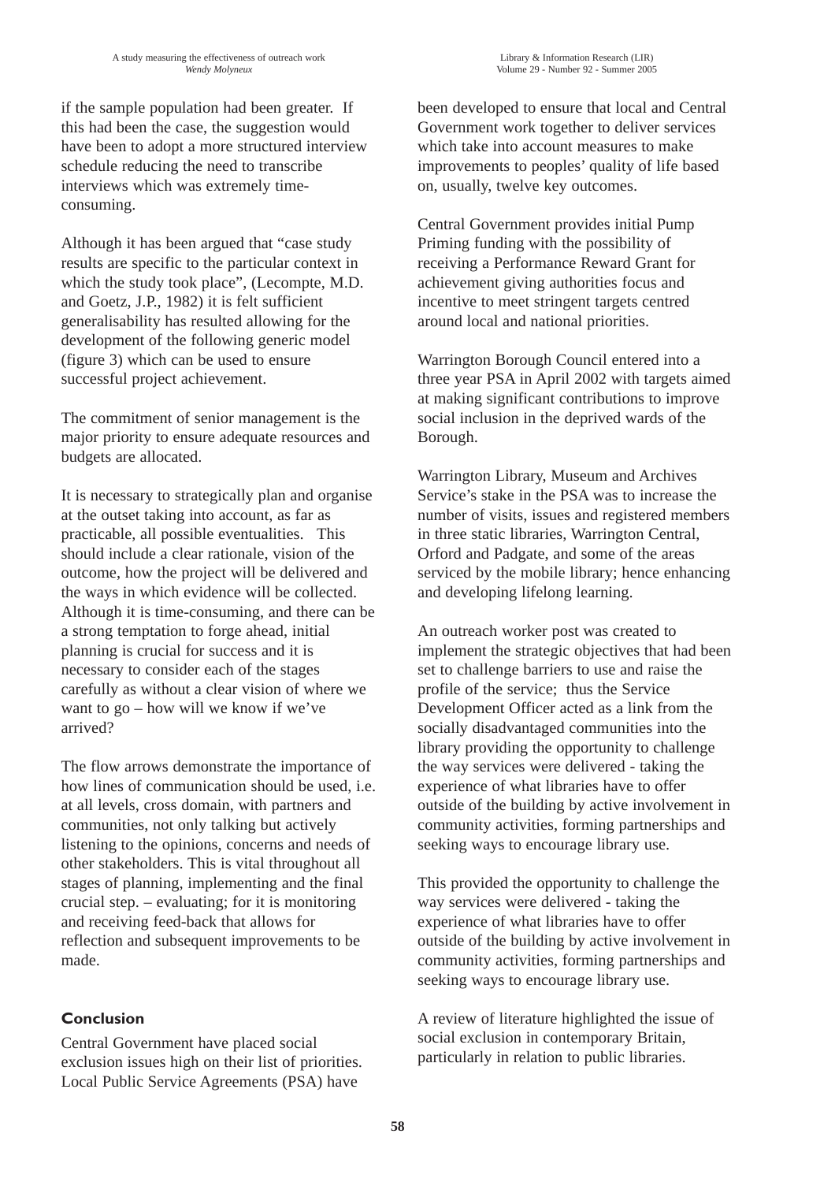if the sample population had been greater. If this had been the case, the suggestion would have been to adopt a more structured interview schedule reducing the need to transcribe interviews which was extremely time-consuming.

Although it has been argued that "case study results are specific to the particular context in which the study took place", (Lecompte, M.D. and Goetz, J.P., 1982) it is felt sufficient generalisability has resulted allowing for the development of the following generic model (figure 3) which can be used to ensure successful project achievement.

The commitment of senior management is the major priority to ensure adequate resources and budgets are allocated.

It is necessary to strategically plan and organise at the outset taking into account, as far as practicable, all possible eventualities. This should include a clear rationale, vision of the outcome, how the project will be delivered and the ways in which evidence will be collected. Although it is time-consuming, and there can be a strong temptation to forge ahead, initial planning is crucial for success and it is necessary to consider each of the stages carefully as without a clear vision of where we want to go – how will we know if we've arrived?

The flow arrows demonstrate the importance of how lines of communication should be used, i.e. at all levels, cross domain, with partners and communities, not only talking but actively listening to the opinions, concerns and needs of other stakeholders. This is vital throughout all stages of planning, implementing and the final crucial step. – evaluating; for it is monitoring and receiving feed-back that allows for reflection and subsequent improvements to be made.

## Conclusion

Central Government have placed social exclusion issues high on their list of priorities. Local Public Service Agreements (PSA) have been developed to ensure that local and Central Government work together to deliver services which take into account measures to make improvements to peoples' quality of life based on, usually, twelve key outcomes.

Central Government provides initial Pump Priming funding with the possibility of receiving a Performance Reward Grant for achievement giving authorities focus and incentive to meet stringent targets centred around local and national priorities.

Warrington Borough Council entered into a three year PSA in April 2002 with targets aimed at making significant contributions to improve social inclusion in the deprived wards of the Borough.

Warrington Library, Museum and Archives Service's stake in the PSA was to increase the number of visits, issues and registered members in three static libraries, Warrington Central, Orford and Padgate, and some of the areas serviced by the mobile library; hence enhancing and developing lifelong learning.

An outreach worker post was created to implement the strategic objectives that had been set to challenge barriers to use and raise the profile of the service; thus the Service Development Officer acted as a link from the socially disadvantaged communities into the library providing the opportunity to challenge the way services were delivered - taking the experience of what libraries have to offer outside of the building by active involvement in community activities, forming partnerships and seeking ways to encourage library use.

This provided the opportunity to challenge the way services were delivered - taking the experience of what libraries have to offer outside of the building by active involvement in community activities, forming partnerships and seeking ways to encourage library use.

A review of literature highlighted the issue of social exclusion in contemporary Britain, particularly in relation to public libraries.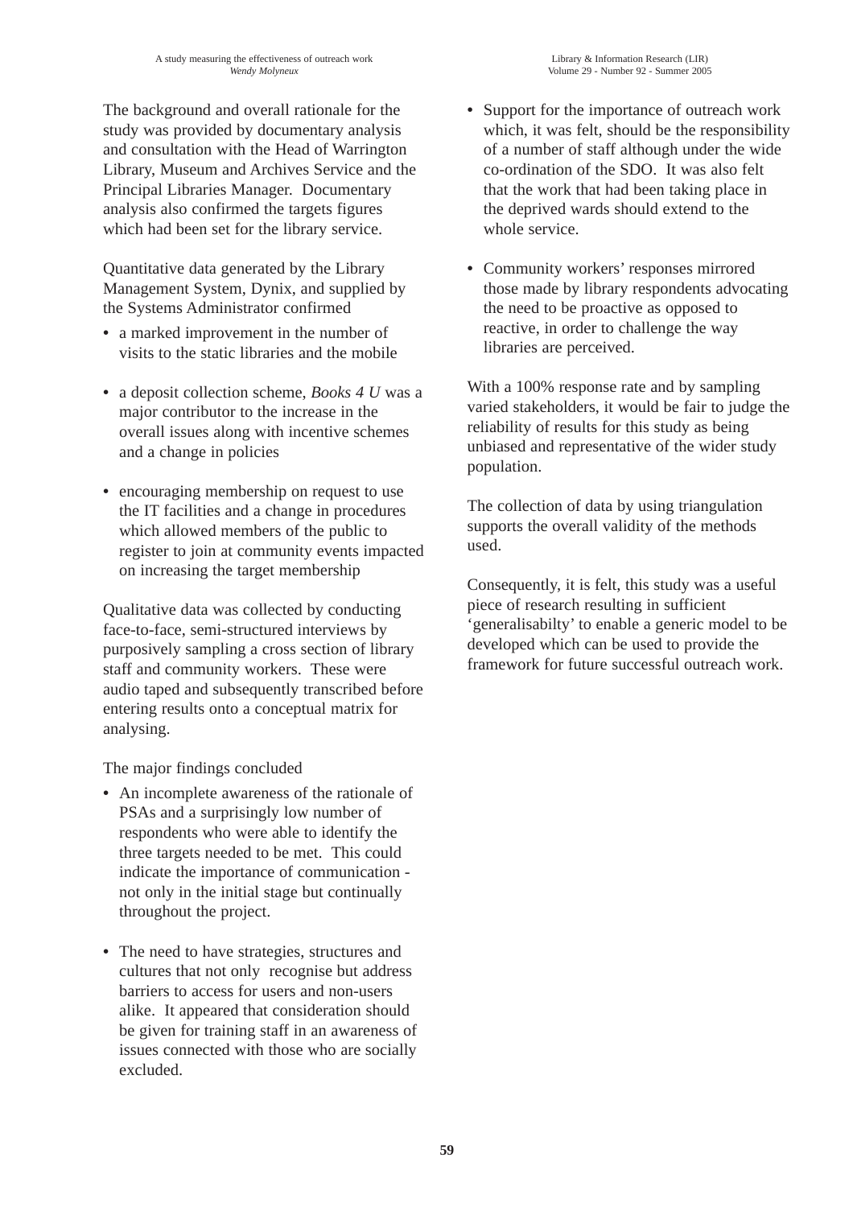The background and overall rationale for the study was provided by documentary analysis and consultation with the Head of Warrington Library, Museum and Archives Service and the Principal Libraries Manager. Documentary analysis also confirmed the targets figures which had been set for the library service.

Quantitative data generated by the Library Management System, Dynix, and supplied by the Systems Administrator confirmed

- a marked improvement in the number of visits to the static libraries and the mobile
- a deposit collection scheme, *Books 4 U* was a major contributor to the increase in the overall issues along with incentive schemes and a change in policies
- encouraging membership on request to use the IT facilities and a change in procedures which allowed members of the public to register to join at community events impacted on increasing the target membership

Qualitative data was collected by conducting face-to-face, semi-structured interviews by purposively sampling a cross section of library staff and community workers. These were audio taped and subsequently transcribed before entering results onto a conceptual matrix for analysing.

The major findings concluded

- An incomplete awareness of the rationale of PSAs and a surprisingly low number of respondents who were able to identify the three targets needed to be met. This could indicate the importance of communication - not only in the initial stage but continually throughout the project.
- The need to have strategies, structures and cultures that not only recognise but address barriers to access for users and non-users alike. It appeared that consideration should be given for training staff in an awareness of issues connected with those who are socially excluded.
- Support for the importance of outreach work which, it was felt, should be the responsibility of a number of staff although under the wide co-ordination of the SDO. It was also felt that the work that had been taking place in the deprived wards should extend to the whole service.
- Community workers' responses mirrored those made by library respondents advocating the need to be proactive as opposed to reactive, in order to challenge the way libraries are perceived.

With a 100% response rate and by sampling varied stakeholders, it would be fair to judge the reliability of results for this study as being unbiased and representative of the wider study population.

The collection of data by using triangulation supports the overall validity of the methods used.

Consequently, it is felt, this study was a useful piece of research resulting in sufficient 'generalisabilty' to enable a generic model to be developed which can be used to provide the framework for future successful outreach work.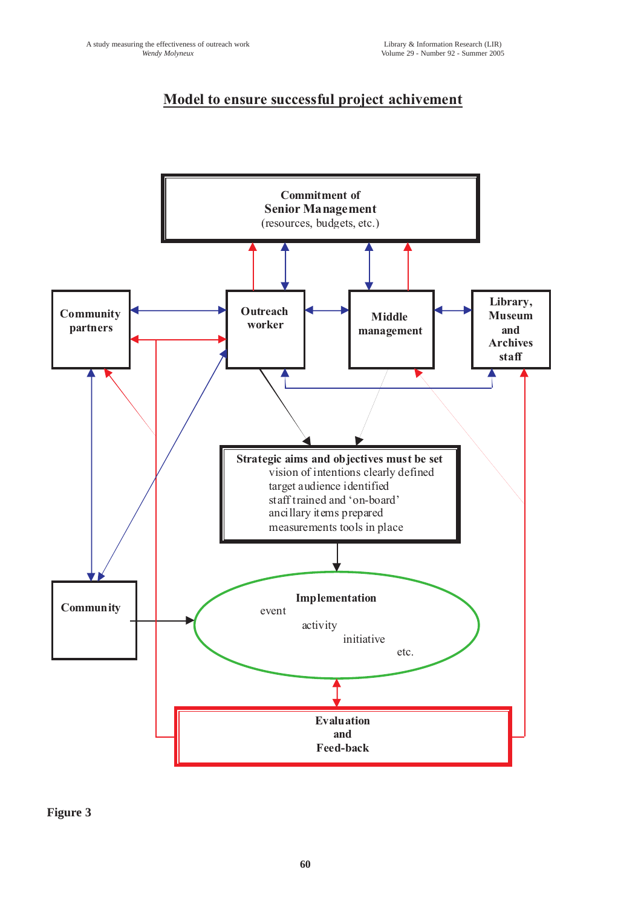## Model to ensure successful project achivement

**Commitment of Senior Management**
(resources, budgets, etc.)

**Community partners**

**Outreach worker**

**Middle management**

**Library, Museum and Archives staff**

**Strategic aims and objectives must be set**
- vision of intentions clearly defined
- target audience identified
- staff trained and 'on-board'
- ancillary items prepared
- measurements tools in place

**Community**

**Implementation**
event
activity
initiative
etc.

**Evaluation and Feed-back**

**Figure 3**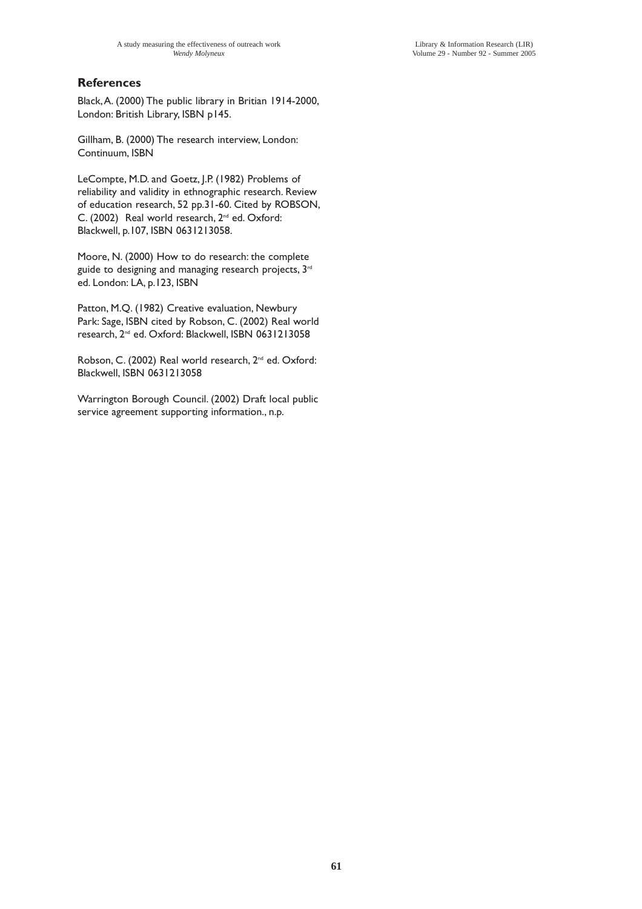## References

Black, A. (2000) The public library in Britian 1914-2000, London: British Library, ISBN p145.

Gillham, B. (2000) The research interview, London: Continuum, ISBN

LeCompte, M.D. and Goetz, J.P. (1982) Problems of reliability and validity in ethnographic research. Review of education research, 52 pp.31-60. Cited by ROBSON, C. (2002) Real world research, 2nd ed. Oxford: Blackwell, p.107, ISBN 0631213058.

Moore, N. (2000) How to do research: the complete guide to designing and managing research projects, 3rd ed. London: LA, p.123, ISBN

Patton, M.Q. (1982) Creative evaluation, Newbury Park: Sage, ISBN cited by Robson, C. (2002) Real world research, 2nd ed. Oxford: Blackwell, ISBN 0631213058

Robson, C. (2002) Real world research, 2nd ed. Oxford: Blackwell, ISBN 0631213058

Warrington Borough Council. (2002) Draft local public service agreement supporting information., n.p.